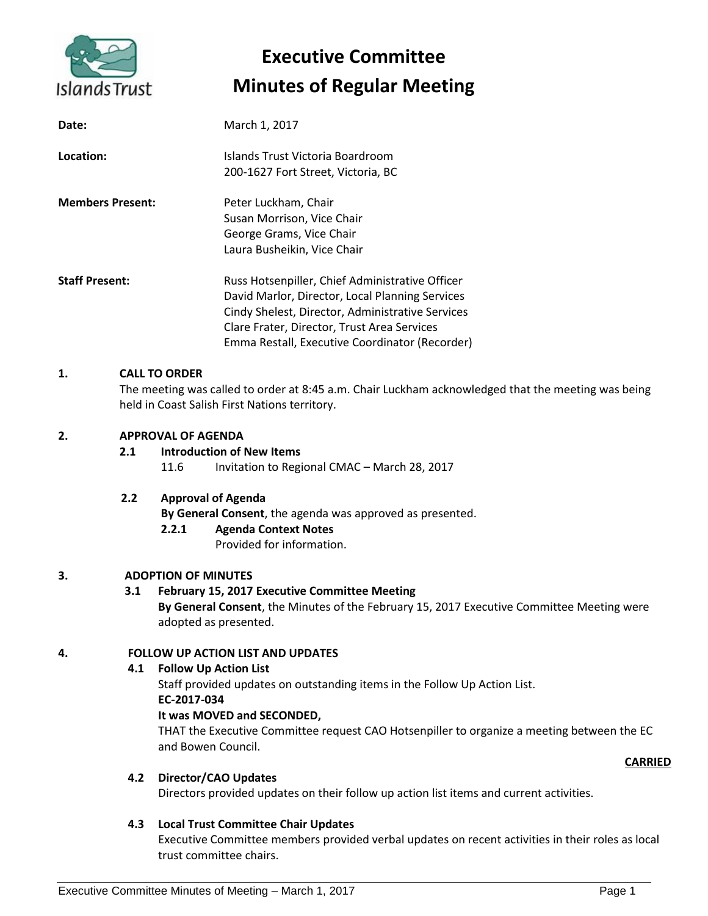# Executive Committee
# Minutes of Regular Meeting

**Date:** March 1, 2017

**Location:** Islands Trust Victoria Boardroom
200-1627 Fort Street, Victoria, BC

**Members Present:**
Peter Luckham, Chair
Susan Morrison, Vice Chair
George Grams, Vice Chair
Laura Busheikin, Vice Chair

**Staff Present:**
Russ Hotsenpiller, Chief Administrative Officer
David Marlor, Director, Local Planning Services
Cindy Shelest, Director, Administrative Services
Clare Frater, Director, Trust Area Services
Emma Restall, Executive Coordinator (Recorder)

## 1. CALL TO ORDER

The meeting was called to order at 8:45 a.m. Chair Luckham acknowledged that the meeting was being held in Coast Salish First Nations territory.

## 2. APPROVAL OF AGENDA

### 2.1 Introduction of New Items

11.6 Invitation to Regional CMAC – March 28, 2017

### 2.2 Approval of Agenda

**By General Consent**, the agenda was approved as presented.

**2.2.1 Agenda Context Notes**

Provided for information.

## 3. ADOPTION OF MINUTES

### 3.1 February 15, 2017 Executive Committee Meeting

**By General Consent**, the Minutes of the February 15, 2017 Executive Committee Meeting were adopted as presented.

## 4. FOLLOW UP ACTION LIST AND UPDATES

### 4.1 Follow Up Action List

Staff provided updates on outstanding items in the Follow Up Action List.

**EC-2017-034**

**It was MOVED and SECONDED,**

THAT the Executive Committee request CAO Hotsenpiller to organize a meeting between the EC and Bowen Council.

**CARRIED**

### 4.2 Director/CAO Updates

Directors provided updates on their follow up action list items and current activities.

### 4.3 Local Trust Committee Chair Updates

Executive Committee members provided verbal updates on recent activities in their roles as local trust committee chairs.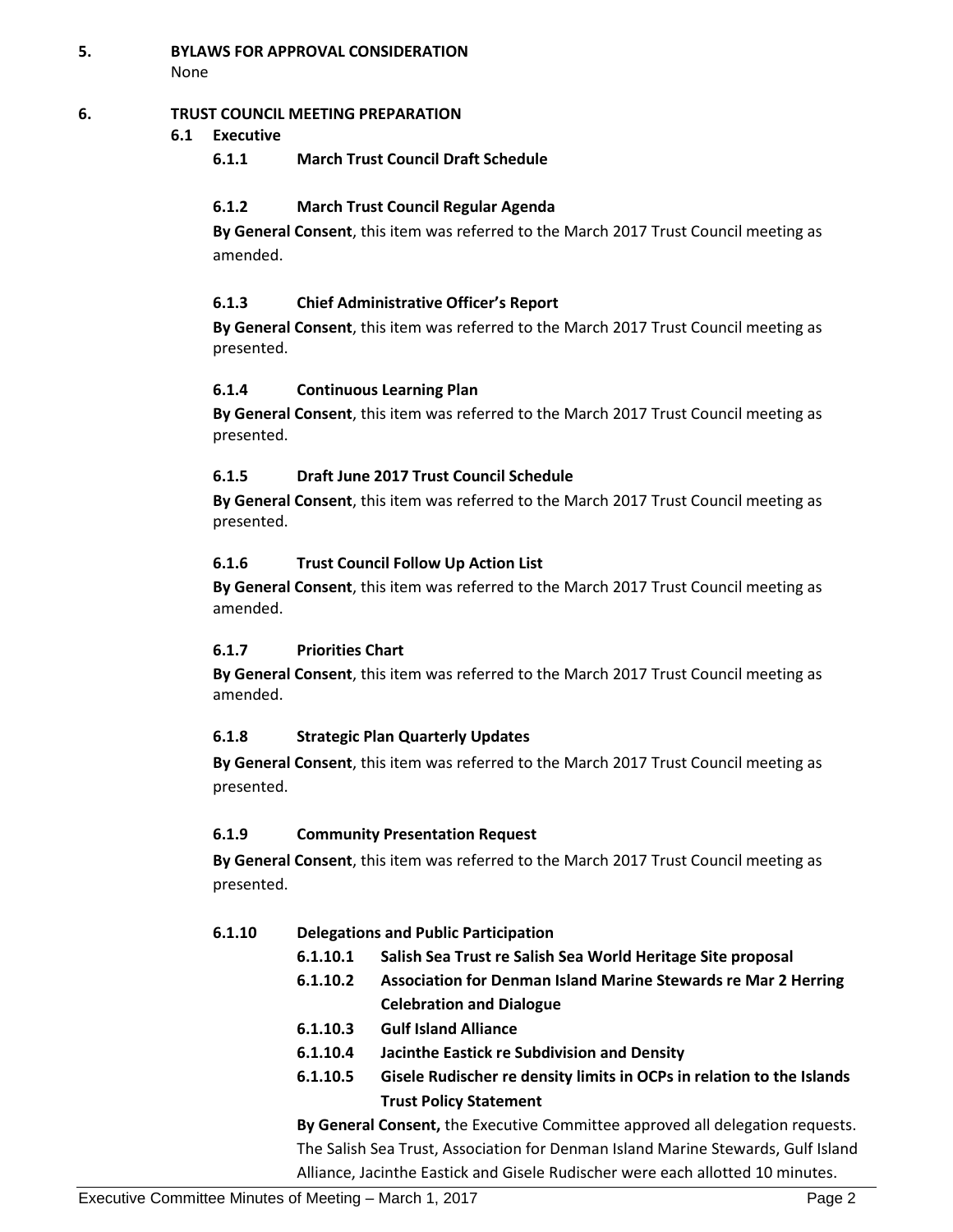## 5. BYLAWS FOR APPROVAL CONSIDERATION

None

## 6. TRUST COUNCIL MEETING PREPARATION

### 6.1 Executive

#### 6.1.1 March Trust Council Draft Schedule

#### 6.1.2 March Trust Council Regular Agenda

**By General Consent**, this item was referred to the March 2017 Trust Council meeting as amended.

#### 6.1.3 Chief Administrative Officer's Report

**By General Consent**, this item was referred to the March 2017 Trust Council meeting as presented.

#### 6.1.4 Continuous Learning Plan

**By General Consent**, this item was referred to the March 2017 Trust Council meeting as presented.

#### 6.1.5 Draft June 2017 Trust Council Schedule

**By General Consent**, this item was referred to the March 2017 Trust Council meeting as presented.

#### 6.1.6 Trust Council Follow Up Action List

**By General Consent**, this item was referred to the March 2017 Trust Council meeting as amended.

#### 6.1.7 Priorities Chart

**By General Consent**, this item was referred to the March 2017 Trust Council meeting as amended.

#### 6.1.8 Strategic Plan Quarterly Updates

**By General Consent**, this item was referred to the March 2017 Trust Council meeting as presented.

#### 6.1.9 Community Presentation Request

**By General Consent**, this item was referred to the March 2017 Trust Council meeting as presented.

#### 6.1.10 Delegations and Public Participation

**6.1.10.1 Salish Sea Trust re Salish Sea World Heritage Site proposal**

**6.1.10.2 Association for Denman Island Marine Stewards re Mar 2 Herring Celebration and Dialogue**

**6.1.10.3 Gulf Island Alliance**

**6.1.10.4 Jacinthe Eastick re Subdivision and Density**

**6.1.10.5 Gisele Rudischer re density limits in OCPs in relation to the Islands Trust Policy Statement**

**By General Consent,** the Executive Committee approved all delegation requests. The Salish Sea Trust, Association for Denman Island Marine Stewards, Gulf Island Alliance, Jacinthe Eastick and Gisele Rudischer were each allotted 10 minutes.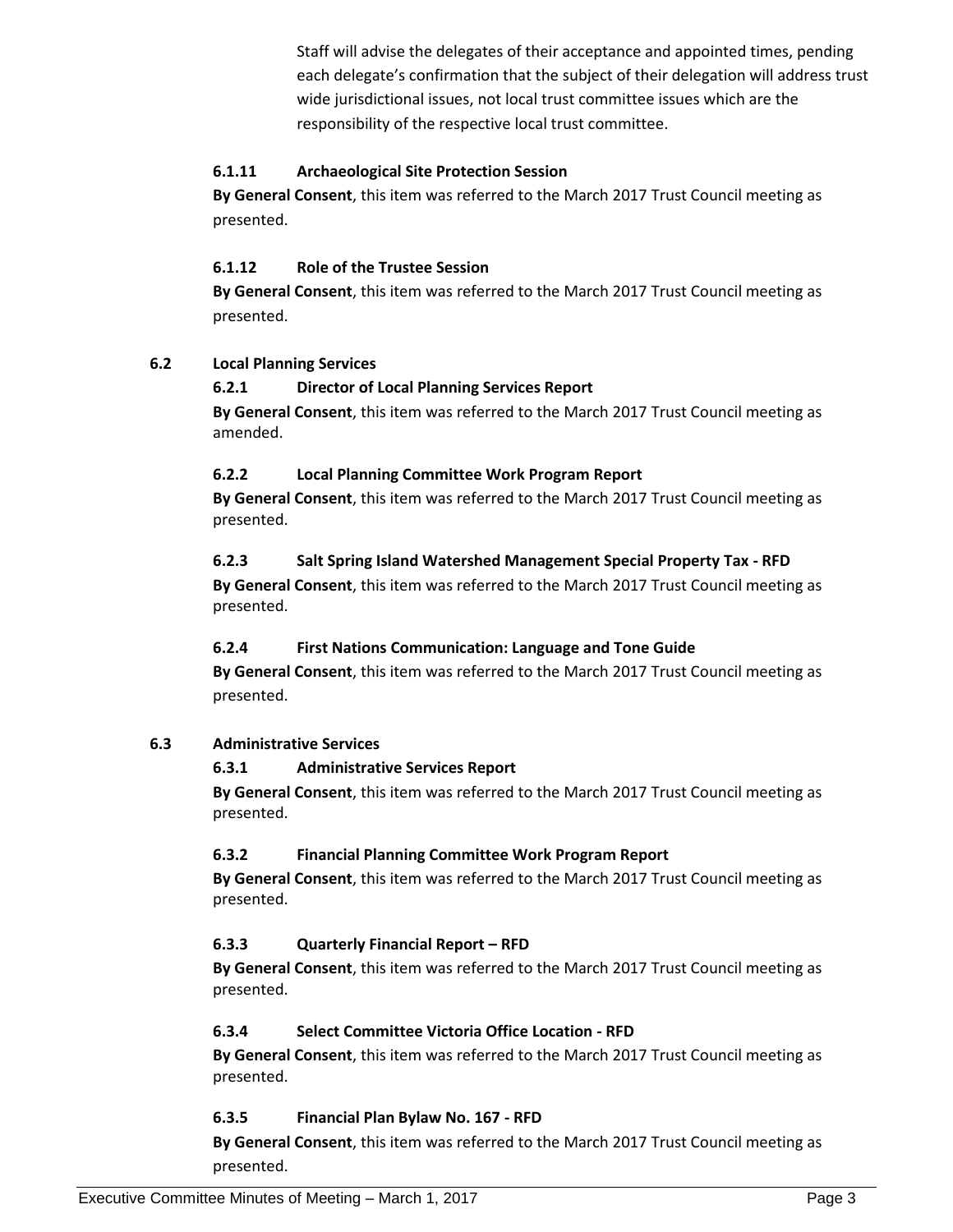Staff will advise the delegates of their acceptance and appointed times, pending each delegate's confirmation that the subject of their delegation will address trust wide jurisdictional issues, not local trust committee issues which are the responsibility of the respective local trust committee.

#### 6.1.11 Archaeological Site Protection Session

**By General Consent**, this item was referred to the March 2017 Trust Council meeting as presented.

#### 6.1.12 Role of the Trustee Session

**By General Consent**, this item was referred to the March 2017 Trust Council meeting as presented.

### 6.2 Local Planning Services

#### 6.2.1 Director of Local Planning Services Report

**By General Consent**, this item was referred to the March 2017 Trust Council meeting as amended.

#### 6.2.2 Local Planning Committee Work Program Report

**By General Consent**, this item was referred to the March 2017 Trust Council meeting as presented.

#### 6.2.3 Salt Spring Island Watershed Management Special Property Tax - RFD

**By General Consent**, this item was referred to the March 2017 Trust Council meeting as presented.

#### 6.2.4 First Nations Communication: Language and Tone Guide

**By General Consent**, this item was referred to the March 2017 Trust Council meeting as presented.

### 6.3 Administrative Services

#### 6.3.1 Administrative Services Report

**By General Consent**, this item was referred to the March 2017 Trust Council meeting as presented.

#### 6.3.2 Financial Planning Committee Work Program Report

**By General Consent**, this item was referred to the March 2017 Trust Council meeting as presented.

#### 6.3.3 Quarterly Financial Report – RFD

**By General Consent**, this item was referred to the March 2017 Trust Council meeting as presented.

#### 6.3.4 Select Committee Victoria Office Location - RFD

**By General Consent**, this item was referred to the March 2017 Trust Council meeting as presented.

#### 6.3.5 Financial Plan Bylaw No. 167 - RFD

**By General Consent**, this item was referred to the March 2017 Trust Council meeting as presented.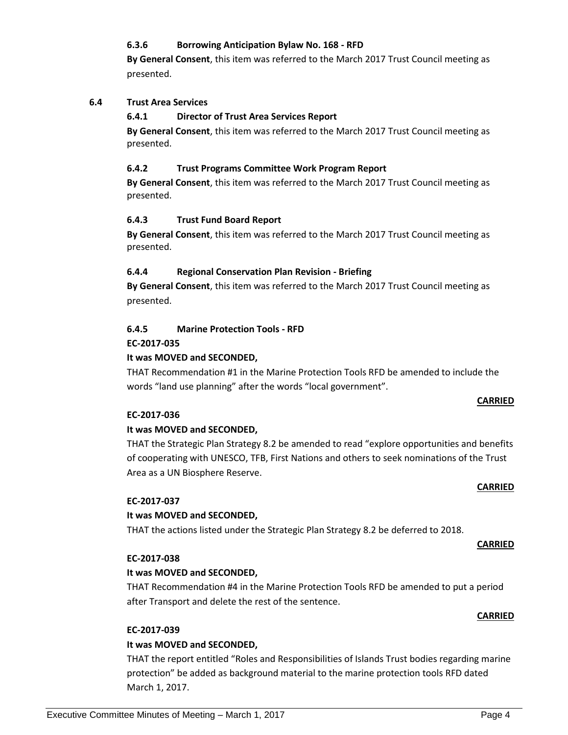#### 6.3.6 Borrowing Anticipation Bylaw No. 168 - RFD

**By General Consent**, this item was referred to the March 2017 Trust Council meeting as presented.

### 6.4 Trust Area Services

#### 6.4.1 Director of Trust Area Services Report

**By General Consent**, this item was referred to the March 2017 Trust Council meeting as presented.

#### 6.4.2 Trust Programs Committee Work Program Report

**By General Consent**, this item was referred to the March 2017 Trust Council meeting as presented.

#### 6.4.3 Trust Fund Board Report

**By General Consent**, this item was referred to the March 2017 Trust Council meeting as presented.

#### 6.4.4 Regional Conservation Plan Revision - Briefing

**By General Consent**, this item was referred to the March 2017 Trust Council meeting as presented.

#### 6.4.5 Marine Protection Tools - RFD

**EC-2017-035**

**It was MOVED and SECONDED,**

THAT Recommendation #1 in the Marine Protection Tools RFD be amended to include the words "land use planning" after the words "local government".

**CARRIED**

**EC-2017-036**

**It was MOVED and SECONDED,**

THAT the Strategic Plan Strategy 8.2 be amended to read "explore opportunities and benefits of cooperating with UNESCO, TFB, First Nations and others to seek nominations of the Trust Area as a UN Biosphere Reserve.

**CARRIED**

**EC-2017-037**

**It was MOVED and SECONDED,**

THAT the actions listed under the Strategic Plan Strategy 8.2 be deferred to 2018.

**CARRIED**

**EC-2017-038**

**It was MOVED and SECONDED,**

THAT Recommendation #4 in the Marine Protection Tools RFD be amended to put a period after Transport and delete the rest of the sentence.

**CARRIED**

**EC-2017-039**

**It was MOVED and SECONDED,**

THAT the report entitled "Roles and Responsibilities of Islands Trust bodies regarding marine protection" be added as background material to the marine protection tools RFD dated March 1, 2017.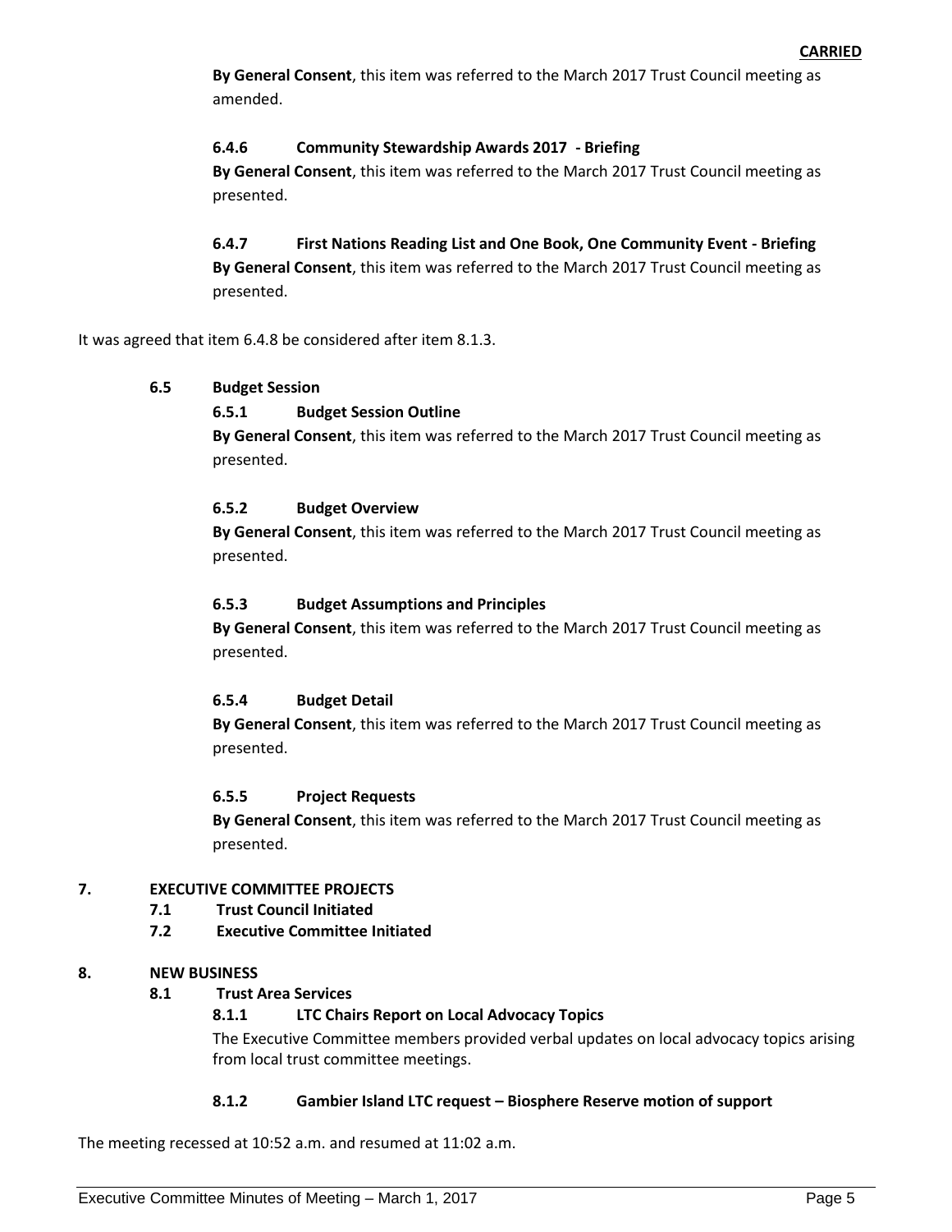**CARRIED**

**By General Consent**, this item was referred to the March 2017 Trust Council meeting as amended.

#### 6.4.6 Community Stewardship Awards 2017 - Briefing

**By General Consent**, this item was referred to the March 2017 Trust Council meeting as presented.

#### 6.4.7 First Nations Reading List and One Book, One Community Event - Briefing

**By General Consent**, this item was referred to the March 2017 Trust Council meeting as presented.

It was agreed that item 6.4.8 be considered after item 8.1.3.

### 6.5 Budget Session

#### 6.5.1 Budget Session Outline

**By General Consent**, this item was referred to the March 2017 Trust Council meeting as presented.

#### 6.5.2 Budget Overview

**By General Consent**, this item was referred to the March 2017 Trust Council meeting as presented.

#### 6.5.3 Budget Assumptions and Principles

**By General Consent**, this item was referred to the March 2017 Trust Council meeting as presented.

#### 6.5.4 Budget Detail

**By General Consent**, this item was referred to the March 2017 Trust Council meeting as presented.

#### 6.5.5 Project Requests

**By General Consent**, this item was referred to the March 2017 Trust Council meeting as presented.

## 7. EXECUTIVE COMMITTEE PROJECTS

### 7.1 Trust Council Initiated

### 7.2 Executive Committee Initiated

## 8. NEW BUSINESS

### 8.1 Trust Area Services

#### 8.1.1 LTC Chairs Report on Local Advocacy Topics

The Executive Committee members provided verbal updates on local advocacy topics arising from local trust committee meetings.

#### 8.1.2 Gambier Island LTC request – Biosphere Reserve motion of support

The meeting recessed at 10:52 a.m. and resumed at 11:02 a.m.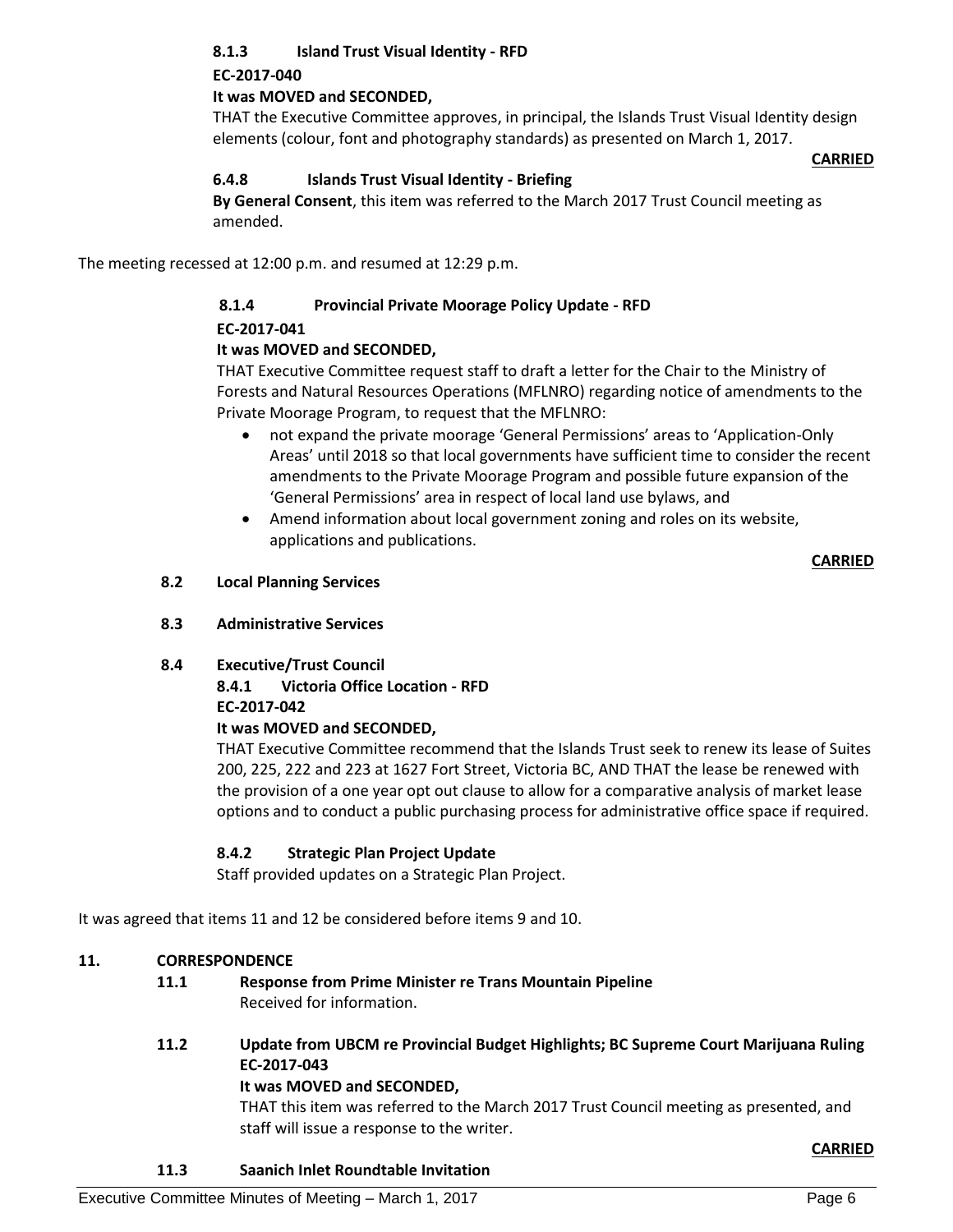#### 8.1.3 Island Trust Visual Identity - RFD

**EC-2017-040**

**It was MOVED and SECONDED,**

THAT the Executive Committee approves, in principal, the Islands Trust Visual Identity design elements (colour, font and photography standards) as presented on March 1, 2017.

**CARRIED**

#### 6.4.8 Islands Trust Visual Identity - Briefing

**By General Consent**, this item was referred to the March 2017 Trust Council meeting as amended.

The meeting recessed at 12:00 p.m. and resumed at 12:29 p.m.

#### 8.1.4 Provincial Private Moorage Policy Update - RFD

**EC-2017-041**

**It was MOVED and SECONDED,**

THAT Executive Committee request staff to draft a letter for the Chair to the Ministry of Forests and Natural Resources Operations (MFLNRO) regarding notice of amendments to the Private Moorage Program, to request that the MFLNRO:

- not expand the private moorage 'General Permissions' areas to 'Application-Only Areas' until 2018 so that local governments have sufficient time to consider the recent amendments to the Private Moorage Program and possible future expansion of the 'General Permissions' area in respect of local land use bylaws, and
- Amend information about local government zoning and roles on its website, applications and publications.

**CARRIED**

### 8.2 Local Planning Services

### 8.3 Administrative Services

### 8.4 Executive/Trust Council

#### 8.4.1 Victoria Office Location - RFD

**EC-2017-042**

**It was MOVED and SECONDED,**

THAT Executive Committee recommend that the Islands Trust seek to renew its lease of Suites 200, 225, 222 and 223 at 1627 Fort Street, Victoria BC, AND THAT the lease be renewed with the provision of a one year opt out clause to allow for a comparative analysis of market lease options and to conduct a public purchasing process for administrative office space if required.

#### 8.4.2 Strategic Plan Project Update

Staff provided updates on a Strategic Plan Project.

It was agreed that items 11 and 12 be considered before items 9 and 10.

## 11. CORRESPONDENCE

### 11.1 Response from Prime Minister re Trans Mountain Pipeline

Received for information.

### 11.2 Update from UBCM re Provincial Budget Highlights; BC Supreme Court Marijuana Ruling

**EC-2017-043**

**It was MOVED and SECONDED,**

THAT this item was referred to the March 2017 Trust Council meeting as presented, and staff will issue a response to the writer.

**CARRIED**

### 11.3 Saanich Inlet Roundtable Invitation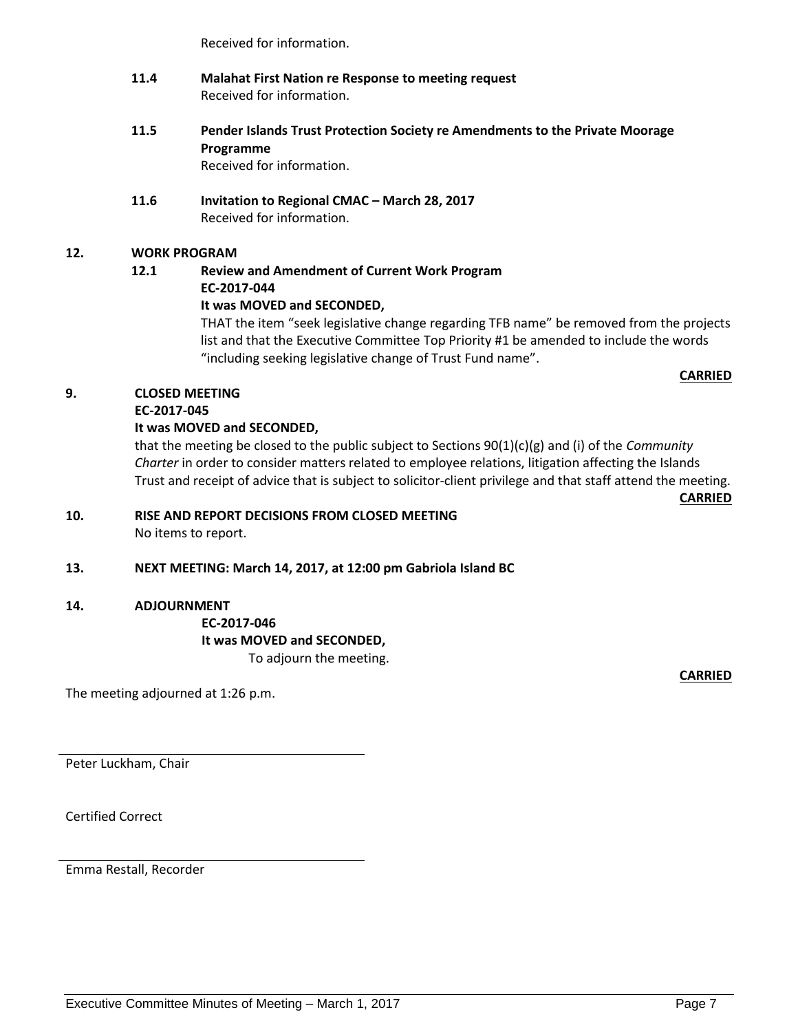Received for information.

**11.4 Malahat First Nation re Response to meeting request**
Received for information.

**11.5 Pender Islands Trust Protection Society re Amendments to the Private Moorage Programme**
Received for information.

**11.6 Invitation to Regional CMAC – March 28, 2017**
Received for information.

## 12. WORK PROGRAM

**12.1 Review and Amendment of Current Work Program**

**EC-2017-044**

**It was MOVED and SECONDED,**

THAT the item "seek legislative change regarding TFB name" be removed from the projects list and that the Executive Committee Top Priority #1 be amended to include the words "including seeking legislative change of Trust Fund name".

**CARRIED**

## 9. CLOSED MEETING

**EC-2017-045**

**It was MOVED and SECONDED,**

that the meeting be closed to the public subject to Sections 90(1)(c)(g) and (i) of the *Community Charter* in order to consider matters related to employee relations, litigation affecting the Islands Trust and receipt of advice that is subject to solicitor-client privilege and that staff attend the meeting.

**CARRIED**

## 10. RISE AND REPORT DECISIONS FROM CLOSED MEETING

No items to report.

## 13. NEXT MEETING: March 14, 2017, at 12:00 pm Gabriola Island BC

## 14. ADJOURNMENT

**EC-2017-046**

**It was MOVED and SECONDED,**

To adjourn the meeting.

**CARRIED**

The meeting adjourned at 1:26 p.m.

\_\_\_\_\_\_\_\_\_\_\_\_\_\_\_\_\_\_\_\_\_\_\_\_\_\_\_\_\_\_

Peter Luckham, Chair

Certified Correct

\_\_\_\_\_\_\_\_\_\_\_\_\_\_\_\_\_\_\_\_\_\_\_\_\_\_\_\_\_\_

Emma Restall, Recorder